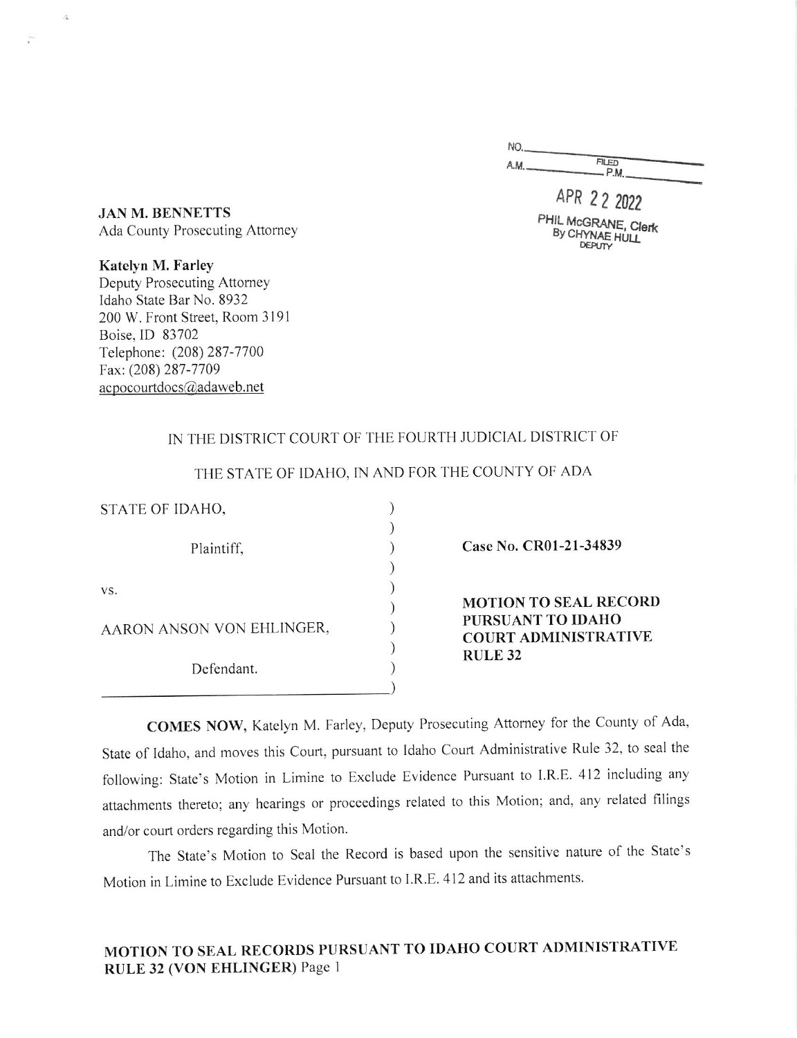NO.\_\_\_\_\_\_\_\_\_\_
A.M.\_\_\_\_\_\_\_\_ FILED P.M.\_\_\_\_\_\_\_\_

APR 22 2022

PHIL McGRANE, Clerk
By CHYNAE HULL
DEPUTY

**JAN M. BENNETTS**
Ada County Prosecuting Attorney

**Katelyn M. Farley**
Deputy Prosecuting Attorney
Idaho State Bar No. 8932
200 W. Front Street, Room 3191
Boise, ID 83702
Telephone: (208) 287-7700
Fax: (208) 287-7709
acpocourtdocs@adaweb.net

IN THE DISTRICT COURT OF THE FOURTH JUDICIAL DISTRICT OF

THE STATE OF IDAHO, IN AND FOR THE COUNTY OF ADA

| | |
|---|---|
| STATE OF IDAHO,<br><br>Plaintiff,<br><br>vs.<br><br>AARON ANSON VON EHLINGER,<br><br>Defendant. | **Case No. CR01-21-34839**<br><br>**MOTION TO SEAL RECORD PURSUANT TO IDAHO COURT ADMINISTRATIVE RULE 32** |

**COMES NOW,** Katelyn M. Farley, Deputy Prosecuting Attorney for the County of Ada, State of Idaho, and moves this Court, pursuant to Idaho Court Administrative Rule 32, to seal the following: State's Motion in Limine to Exclude Evidence Pursuant to I.R.E. 412 including any attachments thereto; any hearings or proceedings related to this Motion; and, any related filings and/or court orders regarding this Motion.

The State's Motion to Seal the Record is based upon the sensitive nature of the State's Motion in Limine to Exclude Evidence Pursuant to I.R.E. 412 and its attachments.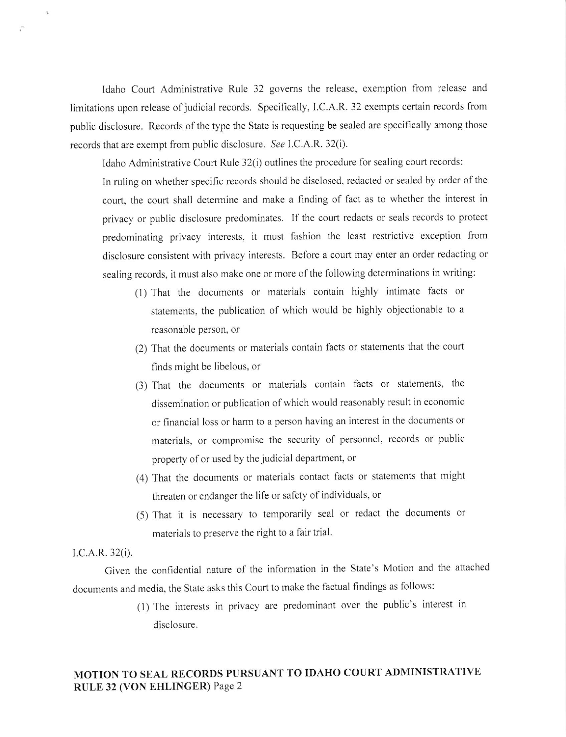Idaho Court Administrative Rule 32 governs the release, exemption from release and limitations upon release of judicial records. Specifically, I.C.A.R. 32 exempts certain records from public disclosure. Records of the type the State is requesting be sealed are specifically among those records that are exempt from public disclosure. *See* I.C.A.R. 32(i).

Idaho Administrative Court Rule 32(i) outlines the procedure for sealing court records:

In ruling on whether specific records should be disclosed, redacted or sealed by order of the court, the court shall determine and make a finding of fact as to whether the interest in privacy or public disclosure predominates. If the court redacts or seals records to protect predominating privacy interests, it must fashion the least restrictive exception from disclosure consistent with privacy interests. Before a court may enter an order redacting or sealing records, it must also make one or more of the following determinations in writing:

(1) That the documents or materials contain highly intimate facts or statements, the publication of which would be highly objectionable to a reasonable person, or

(2) That the documents or materials contain facts or statements that the court finds might be libelous, or

(3) That the documents or materials contain facts or statements, the dissemination or publication of which would reasonably result in economic or financial loss or harm to a person having an interest in the documents or materials, or compromise the security of personnel, records or public property of or used by the judicial department, or

(4) That the documents or materials contact facts or statements that might threaten or endanger the life or safety of individuals, or

(5) That it is necessary to temporarily seal or redact the documents or materials to preserve the right to a fair trial.

I.C.A.R. 32(i).

Given the confidential nature of the information in the State's Motion and the attached documents and media, the State asks this Court to make the factual findings as follows:

(1) The interests in privacy are predominant over the public's interest in disclosure.

**MOTION TO SEAL RECORDS PURSUANT TO IDAHO COURT ADMINISTRATIVE RULE 32 (VON EHLINGER)**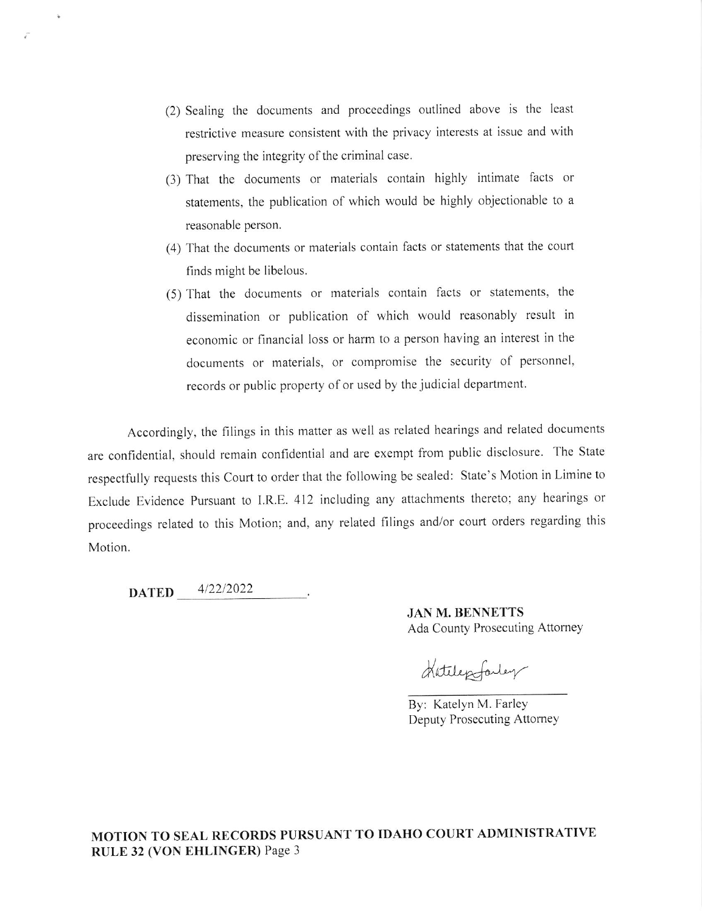(2) Sealing the documents and proceedings outlined above is the least restrictive measure consistent with the privacy interests at issue and with preserving the integrity of the criminal case.

(3) That the documents or materials contain highly intimate facts or statements, the publication of which would be highly objectionable to a reasonable person.

(4) That the documents or materials contain facts or statements that the court finds might be libelous.

(5) That the documents or materials contain facts or statements, the dissemination or publication of which would reasonably result in economic or financial loss or harm to a person having an interest in the documents or materials, or compromise the security of personnel, records or public property of or used by the judicial department.

Accordingly, the filings in this matter as well as related hearings and related documents are confidential, should remain confidential and are exempt from public disclosure. The State respectfully requests this Court to order that the following be sealed: State's Motion in Limine to Exclude Evidence Pursuant to I.R.E. 412 including any attachments thereto; any hearings or proceedings related to this Motion; and, any related filings and/or court orders regarding this Motion.

**DATED** 4/22/2022.

**JAN M. BENNETTS**
Ada County Prosecuting Attorney

Katelyn Farley

By: Katelyn M. Farley
Deputy Prosecuting Attorney

**MOTION TO SEAL RECORDS PURSUANT TO IDAHO COURT ADMINISTRATIVE RULE 32 (VON EHLINGER)** Page 3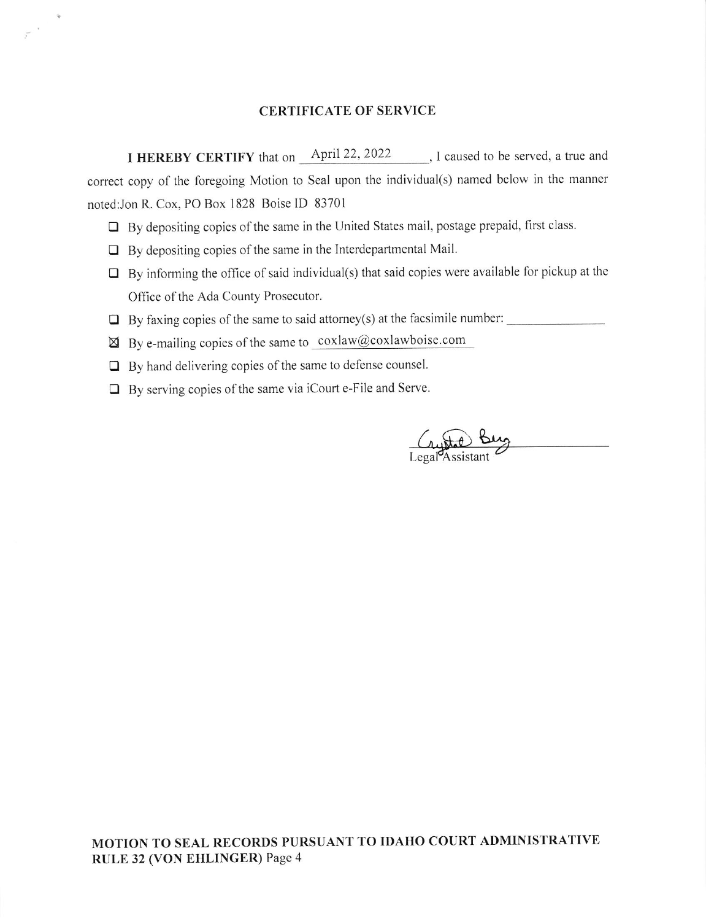## CERTIFICATE OF SERVICE

**I HEREBY CERTIFY** that on April 22, 2022, I caused to be served, a true and correct copy of the foregoing Motion to Seal upon the individual(s) named below in the manner noted:Jon R. Cox, PO Box 1828 Boise ID 83701

- ☐ By depositing copies of the same in the United States mail, postage prepaid, first class.
- ☐ By depositing copies of the same in the Interdepartmental Mail.
- ☐ By informing the office of said individual(s) that said copies were available for pickup at the Office of the Ada County Prosecutor.
- ☐ By faxing copies of the same to said attorney(s) at the facsimile number: ______________
- ☒ By e-mailing copies of the same to coxlaw@coxlawboise.com
- ☐ By hand delivering copies of the same to defense counsel.
- ☐ By serving copies of the same via iCourt e-File and Serve.

Crystal Berg
Legal Assistant

**MOTION TO SEAL RECORDS PURSUANT TO IDAHO COURT ADMINISTRATIVE RULE 32 (VON EHLINGER)** Page 4